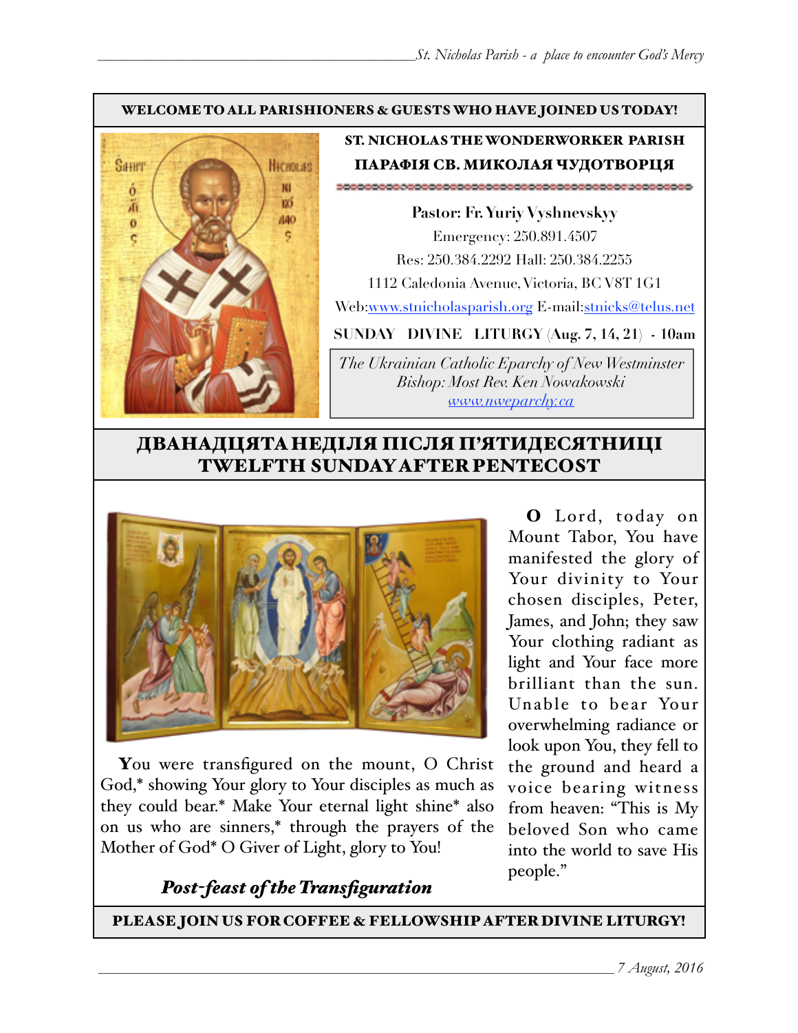**WELCOME TO ALL PARISHIONERS & GUESTS WHO HAVE JOINED US TODAY!**

**ST. NICHOLAS THE WONDERWORKER PARISH**

**ПАРАФІЯ СВ. МИКОЛАЯ ЧУДОТВОРЦЯ**

**Pastor: Fr. Yuriy Vyshnevskyy**

Emergency: 250.891.4507

Res: 250.384.2292 Hall: 250.384.2255

1112 Caledonia Avenue, Victoria, BC V8T 1G1

Web:www.stnicholasparish.org E-mail:stnicks@telus.net

**SUNDAY DIVINE LITURGY (Aug. 7, 14, 21) - 10am**

*The Ukrainian Catholic Eparchy of New Westminster*
*Bishop: Most Rev. Ken Nowakowski*
*www.nweparchy.ca*

# ДВАНАДЦЯТА НЕДІЛЯ ПІСЛЯ П'ЯТИДЕСЯТНИЦІ
# TWELFTH SUNDAY AFTER PENTECOST

**O** Lord, today on Mount Tabor, You have manifested the glory of Your divinity to Your chosen disciples, Peter, James, and John; they saw Your clothing radiant as light and Your face more brilliant than the sun. Unable to bear Your overwhelming radiance or look upon You, they fell to the ground and heard a voice bearing witness from heaven: "This is My beloved Son who came into the world to save His people."

**Y**ou were transfigured on the mount, O Christ God,* showing Your glory to Your disciples as much as they could bear.* Make Your eternal light shine* also on us who are sinners,* through the prayers of the Mother of God* O Giver of Light, glory to You!

***Post-feast of the Transfiguration***

**PLEASE JOIN US FOR COFFEE & FELLOWSHIP AFTER DIVINE LITURGY!**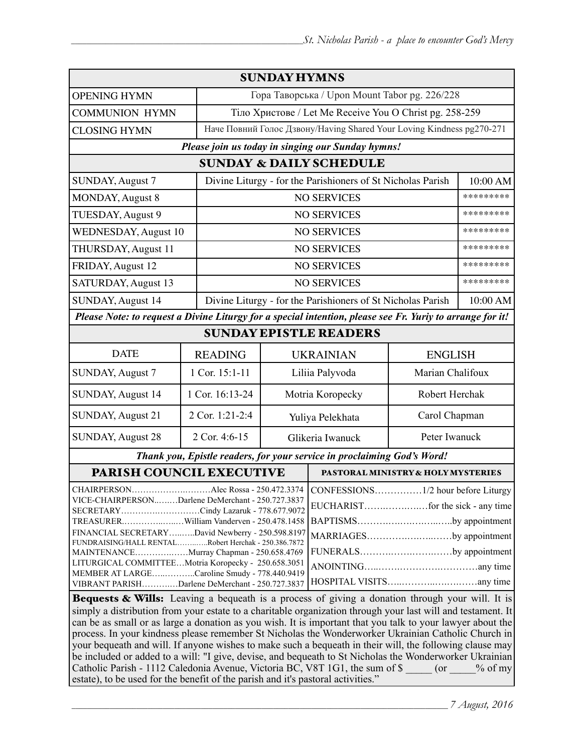## SUNDAY HYMNS

| | |
|---|---|
| OPENING HYMN | Гора Таворська / Upon Mount Tabor pg. 226/228 |
| COMMUNION HYMN | Тіло Христове / Let Me Receive You O Christ pg. 258-259 |
| CLOSING HYMN | Наче Повний Голос Дзвону/Having Shared Your Loving Kindness pg270-271 |

***Please join us today in singing our Sunday hymns!***

## SUNDAY & DAILY SCHEDULE

| | | |
|---|---|---|
| SUNDAY, August 7 | Divine Liturgy - for the Parishioners of St Nicholas Parish | 10:00 AM |
| MONDAY, August 8 | NO SERVICES | ********* |
| TUESDAY, August 9 | NO SERVICES | ********* |
| WEDNESDAY, August 10 | NO SERVICES | ********* |
| THURSDAY, August 11 | NO SERVICES | ********* |
| FRIDAY, August 12 | NO SERVICES | ********* |
| SATURDAY, August 13 | NO SERVICES | ********* |
| SUNDAY, August 14 | Divine Liturgy - for the Parishioners of St Nicholas Parish | 10:00 AM |

***Please Note: to request a Divine Liturgy for a special intention, please see Fr. Yuriy to arrange for it!***

## SUNDAY EPISTLE READERS

| DATE | READING | UKRAINIAN | ENGLISH |
|---|---|---|---|
| SUNDAY, August 7 | 1 Cor. 15:1-11 | Liliia Palyvoda | Marian Chalifoux |
| SUNDAY, August 14 | 1 Cor. 16:13-24 | Motria Koropecky | Robert Herchak |
| SUNDAY, August 21 | 2 Cor. 1:21-2:4 | Yuliya Pelekhata | Carol Chapman |
| SUNDAY, August 28 | 2 Cor. 4:6-15 | Glikeria Iwanuck | Peter Iwanuck |

***Thank you, Epistle readers, for your service in proclaiming God's Word!***

## PARISH COUNCIL EXECUTIVE

CHAIRPERSON……………….………Alec Rossa - 250.472.3374
VICE-CHAIRPERSON..….…Darlene DeMerchant - 250.727.3837
SECRETARY……………………….Cindy Lazaruk - 778.677.9072
TREASURER………….….…William Vanderven - 250.478.1458
FINANCIAL SECRETARY….…..David Newberry - 250.598.8197
FUNDRAISING/HALL RENTAL……….Robert Herchak - 250.386.7872
MAINTENANCE……………Murray Chapman - 250.658.4769
LITURGICAL COMMITTEE…Motria Koropecky - 250.658.3051
MEMBER AT LARGE…..……..Caroline Smudy - 778.440.9419
VIBRANT PARISH………..Darlene DeMerchant - 250.727.3837

## PASTORAL MINISTRY & HOLY MYSTERIES

CONFESSIONS……………1/2 hour before Liturgy
EUCHARIST……..……..…for the sick - any time
BAPTISMS………..……….…..by appointment
MARRIAGES…………….……by appointment
FUNERALS……………….……by appointment
ANOINTING………………………………any time
HOSPITAL VISITS…………………………any time

**Bequests & Wills:** Leaving a bequeath is a process of giving a donation through your will. It is simply a distribution from your estate to a charitable organization through your last will and testament. It can be as small or as large a donation as you wish. It is important that you talk to your lawyer about the process. In your kindness please remember St Nicholas the Wonderworker Ukrainian Catholic Church in your bequeath and will. If anyone wishes to make such a bequeath in their will, the following clause may be included or added to a will: "I give, devise, and bequeath to St Nicholas the Wonderworker Ukrainian Catholic Parish - 1112 Caledonia Avenue, Victoria BC, V8T 1G1, the sum of $ _____ (or _____% of my estate), to be used for the benefit of the parish and it's pastoral activities."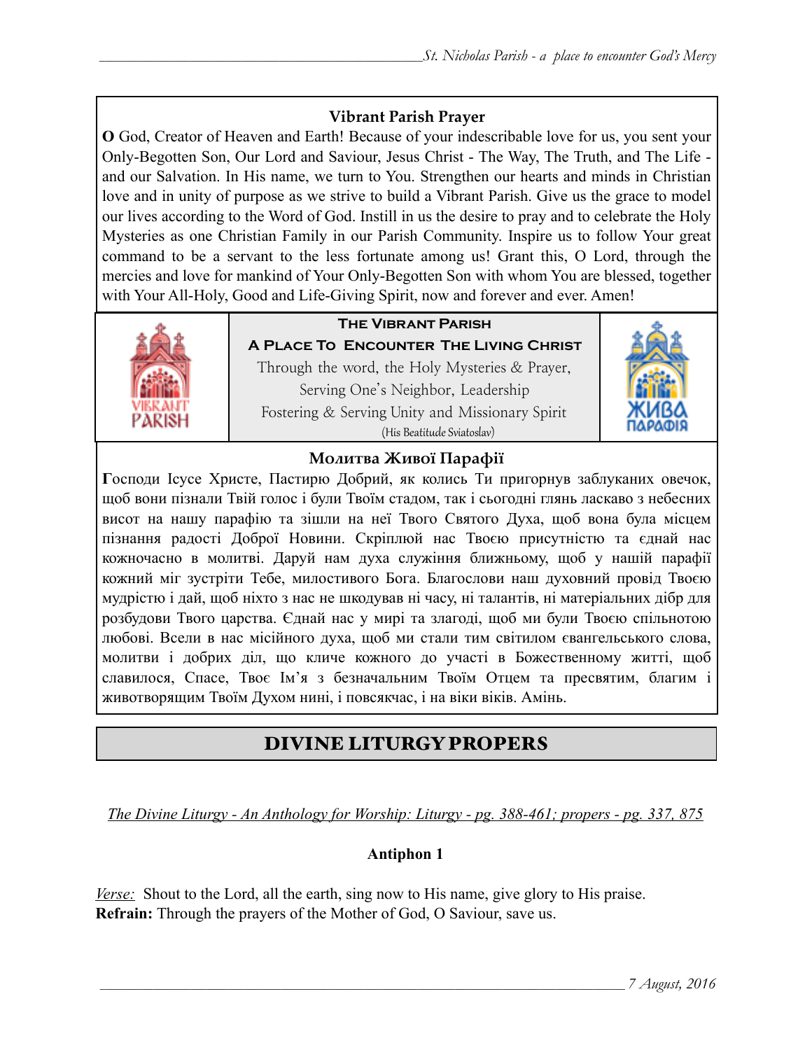### Vibrant Parish Prayer

**O** God, Creator of Heaven and Earth! Because of your indescribable love for us, you sent your Only-Begotten Son, Our Lord and Saviour, Jesus Christ - The Way, The Truth, and The Life - and our Salvation. In His name, we turn to You. Strengthen our hearts and minds in Christian love and in unity of purpose as we strive to build a Vibrant Parish. Give us the grace to model our lives according to the Word of God. Instill in us the desire to pray and to celebrate the Holy Mysteries as one Christian Family in our Parish Community. Inspire us to follow Your great command to be a servant to the less fortunate among us! Grant this, O Lord, through the mercies and love for mankind of Your Only-Begotten Son with whom You are blessed, together with Your All-Holy, Good and Life-Giving Spirit, now and forever and ever. Amen!

**The Vibrant Parish**

**A Place To Encounter The Living Christ**

Through the word, the Holy Mysteries & Prayer,
Serving One's Neighbor, Leadership
Fostering & Serving Unity and Missionary Spirit
(His Beatitude Sviatoslav)

### Молитва Живої Парафії

**Г**осподи Ісусе Христе, Пастирю Добрий, як колись Ти пригорнув заблуканих овечок, щоб вони пізнали Твій голос і були Твоїм стадом, так і сьогодні глянь ласкаво з небесних висот на нашу парафію та зішли на неї Твого Святого Духа, щоб вона була місцем пізнання радості Доброї Новини. Скріплюй нас Твоєю присутністю та єднай нас кожночасно в молитві. Даруй нам духа служіння ближньому, щоб у нашій парафії кожний міг зустріти Тебе, милостивого Бога. Благослови наш духовний провід Твоєю мудрістю і дай, щоб ніхто з нас не шкодував ні часу, ні талантів, ні матеріальних дібр для розбудови Твого царства. Єднай нас у мирі та злагоді, щоб ми були Твоєю спільнотою любові. Всели в нас місійного духа, щоб ми стали тим світилом євангельського слова, молитви і добрих діл, що кличе кожного до участі в Божественному житті, щоб славилося, Спасе, Твоє Ім'я з безначальним Твоїм Отцем та пресвятим, благим і животворящим Твоїм Духом нині, і повсякчас, і на віки віків. Амінь.

## DIVINE LITURGY PROPERS

*The Divine Liturgy - An Anthology for Worship: Liturgy - pg. 388-461; propers - pg. 337, 875*

**Antiphon 1**

*Verse:* Shout to the Lord, all the earth, sing now to His name, give glory to His praise.
**Refrain:** Through the prayers of the Mother of God, O Saviour, save us.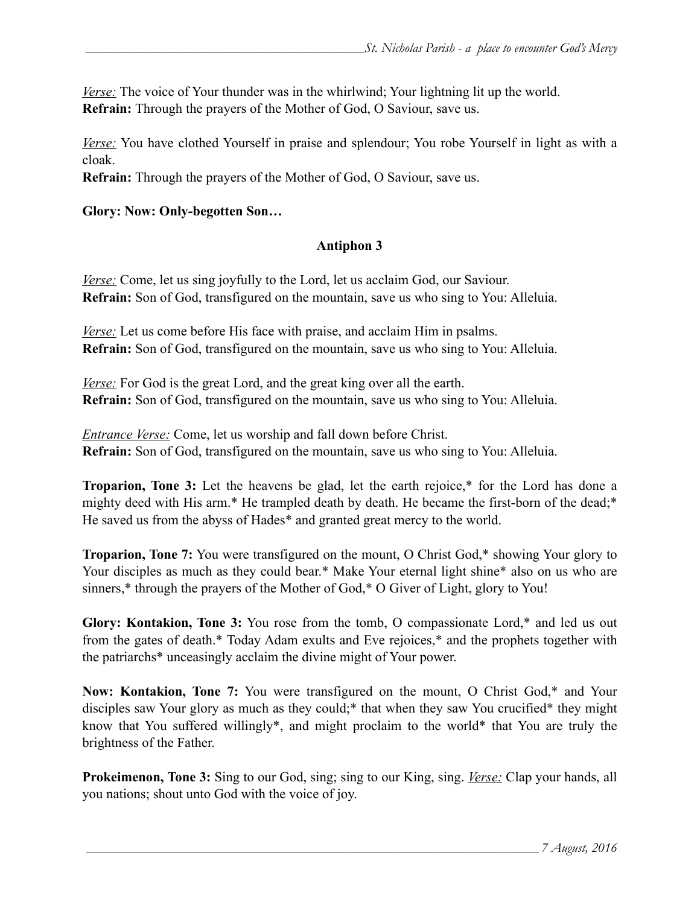*Verse:* The voice of Your thunder was in the whirlwind; Your lightning lit up the world.
**Refrain:** Through the prayers of the Mother of God, O Saviour, save us.

*Verse:* You have clothed Yourself in praise and splendour; You robe Yourself in light as with a cloak.
**Refrain:** Through the prayers of the Mother of God, O Saviour, save us.

**Glory: Now: Only-begotten Son…**

## Antiphon 3

*Verse:* Come, let us sing joyfully to the Lord, let us acclaim God, our Saviour.
**Refrain:** Son of God, transfigured on the mountain, save us who sing to You: Alleluia.

*Verse:* Let us come before His face with praise, and acclaim Him in psalms.
**Refrain:** Son of God, transfigured on the mountain, save us who sing to You: Alleluia.

*Verse:* For God is the great Lord, and the great king over all the earth.
**Refrain:** Son of God, transfigured on the mountain, save us who sing to You: Alleluia.

*Entrance Verse:* Come, let us worship and fall down before Christ.
**Refrain:** Son of God, transfigured on the mountain, save us who sing to You: Alleluia.

**Troparion, Tone 3:** Let the heavens be glad, let the earth rejoice,* for the Lord has done a mighty deed with His arm.* He trampled death by death. He became the first-born of the dead;* He saved us from the abyss of Hades* and granted great mercy to the world.

**Troparion, Tone 7:** You were transfigured on the mount, O Christ God,* showing Your glory to Your disciples as much as they could bear.* Make Your eternal light shine* also on us who are sinners,* through the prayers of the Mother of God,* O Giver of Light, glory to You!

**Glory: Kontakion, Tone 3:** You rose from the tomb, O compassionate Lord,* and led us out from the gates of death.* Today Adam exults and Eve rejoices,* and the prophets together with the patriarchs* unceasingly acclaim the divine might of Your power.

**Now: Kontakion, Tone 7:** You were transfigured on the mount, O Christ God,* and Your disciples saw Your glory as much as they could;* that when they saw You crucified* they might know that You suffered willingly*, and might proclaim to the world* that You are truly the brightness of the Father.

**Prokeimenon, Tone 3:** Sing to our God, sing; sing to our King, sing. *Verse:* Clap your hands, all you nations; shout unto God with the voice of joy.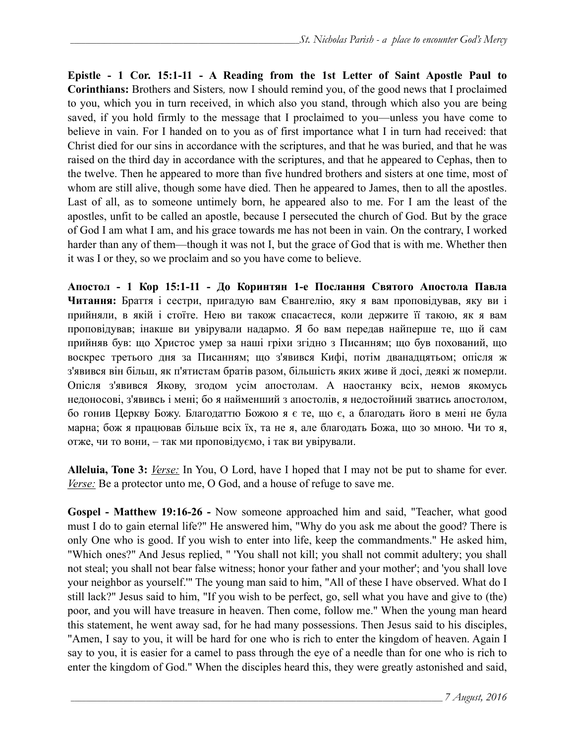**Epistle - 1 Cor. 15:1-11 - A Reading from the 1st Letter of Saint Apostle Paul to Corinthians:** Brothers and Sisters*,* now I should remind you, of the good news that I proclaimed to you, which you in turn received, in which also you stand, through which also you are being saved, if you hold firmly to the message that I proclaimed to you—unless you have come to believe in vain. For I handed on to you as of first importance what I in turn had received: that Christ died for our sins in accordance with the scriptures, and that he was buried, and that he was raised on the third day in accordance with the scriptures, and that he appeared to Cephas, then to the twelve. Then he appeared to more than five hundred brothers and sisters at one time, most of whom are still alive, though some have died. Then he appeared to James, then to all the apostles. Last of all, as to someone untimely born, he appeared also to me. For I am the least of the apostles, unfit to be called an apostle, because I persecuted the church of God. But by the grace of God I am what I am, and his grace towards me has not been in vain. On the contrary, I worked harder than any of them—though it was not I, but the grace of God that is with me. Whether then it was I or they, so we proclaim and so you have come to believe.

**Апостол - 1 Кор 15:1-11 - До Коринтян 1-е Послання Святого Апостола Павла Читання:** Браття і сестри, пригадую вам Євангелію, яку я вам проповідував, яку ви і прийняли, в якій і стоїте. Нею ви також спасаєтеся, коли держите її такою, як я вам проповідував; інакше ви увірували надармо. Я бо вам передав найперше те, що й сам прийняв був: що Христос умер за наші гріхи згідно з Писанням; що був похований, що воскрес третього дня за Писанням; що з'явився Кифі, потім дванадцятьом; опісля ж з'явився він більш, як п'ятистам братів разом, більшість яких живе й досі, деякі ж померли. Опісля з'явився Якову, згодом усім апостолам. А наостанку всіх, немов якомусь недоносові, з'явивсь і мені; бо я найменший з апостолів, я недостойний зватись апостолом, бо гонив Церкву Божу. Благодаттю Божою я є те, що є, а благодать його в мені не була марна; бож я працював більше всіх їх, та не я, але благодать Божа, що зо мною. Чи то я, отже, чи то вони, – так ми проповідуємо, і так ви увірували.

**Alleluia, Tone 3:** _*Verse:*_ In You, O Lord, have I hoped that I may not be put to shame for ever. _*Verse:*_ Be a protector unto me, O God, and a house of refuge to save me.

**Gospel - Matthew 19:16-26 -** Now someone approached him and said, "Teacher, what good must I do to gain eternal life?" He answered him, "Why do you ask me about the good? There is only One who is good. If you wish to enter into life, keep the commandments." He asked him, "Which ones?" And Jesus replied, " 'You shall not kill; you shall not commit adultery; you shall not steal; you shall not bear false witness; honor your father and your mother'; and 'you shall love your neighbor as yourself.'" The young man said to him, "All of these I have observed. What do I still lack?" Jesus said to him, "If you wish to be perfect, go, sell what you have and give to (the) poor, and you will have treasure in heaven. Then come, follow me." When the young man heard this statement, he went away sad, for he had many possessions. Then Jesus said to his disciples, "Amen, I say to you, it will be hard for one who is rich to enter the kingdom of heaven. Again I say to you, it is easier for a camel to pass through the eye of a needle than for one who is rich to enter the kingdom of God." When the disciples heard this, they were greatly astonished and said,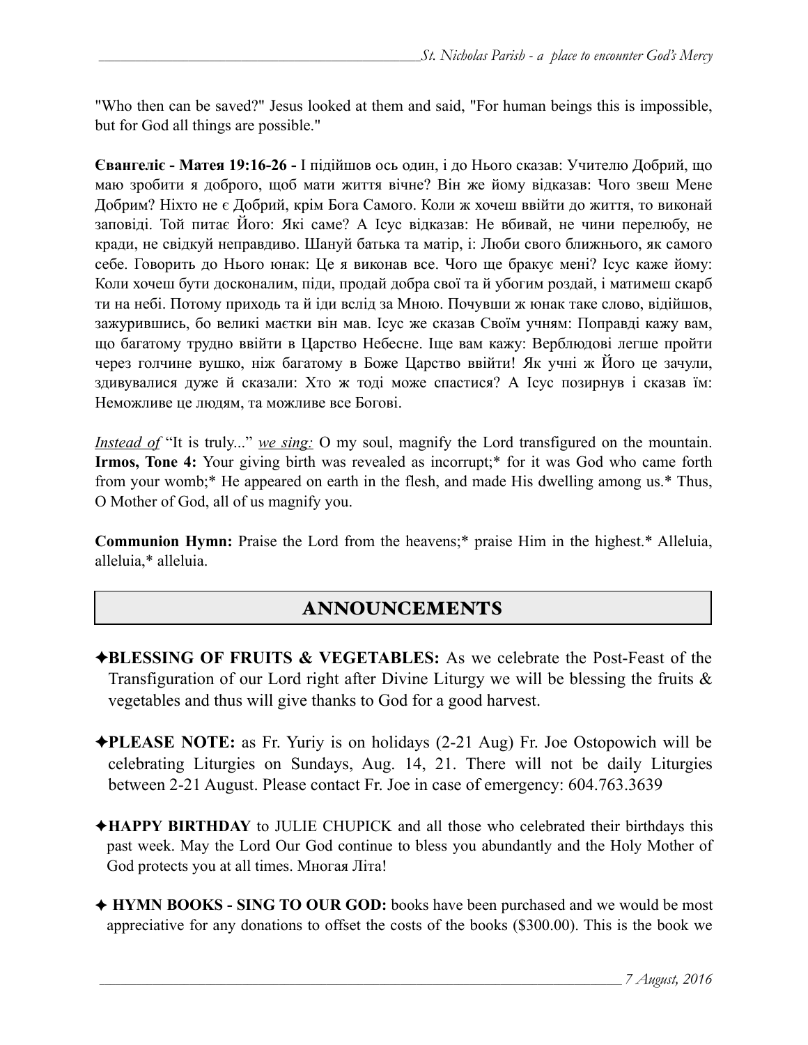"Who then can be saved?" Jesus looked at them and said, "For human beings this is impossible, but for God all things are possible."

**Євангеліє - Матея 19:16-26 -** І підійшов ось один, і до Нього сказав: Учителю Добрий, що маю зробити я доброго, щоб мати життя вічне? Він же йому відказав: Чого звеш Мене Добрим? Ніхто не є Добрий, крім Бога Самого. Коли ж хочеш ввійти до життя, то виконай заповіді. Той питає Його: Які саме? А Ісус відказав: Не вбивай, не чини перелюбу, не кради, не свідкуй неправдиво. Шануй батька та матір, і: Люби свого ближнього, як самого себе. Говорить до Нього юнак: Це я виконав все. Чого ще бракує мені? Ісус каже йому: Коли хочеш бути досконалим, піди, продай добра свої та й убогим роздай, і матимеш скарб ти на небі. Потому приходь та й іди вслід за Мною. Почувши ж юнак таке слово, відійшов, зажурившись, бо великі маєтки він мав. Ісус же сказав Своїм учням: Поправді кажу вам, що багатому трудно ввійти в Царство Небесне. Іще вам кажу: Верблюдові легше пройти через голчине вушко, ніж багатому в Боже Царство ввійти! Як учні ж Його це зачули, здивувалися дуже й сказали: Хто ж тоді може спастися? А Ісус позирнув і сказав їм: Неможливе це людям, та можливе все Богові.

*Instead of* "It is truly..." *we sing:* O my soul, magnify the Lord transfigured on the mountain. **Irmos, Tone 4:** Your giving birth was revealed as incorrupt;* for it was God who came forth from your womb;* He appeared on earth in the flesh, and made His dwelling among us.* Thus, O Mother of God, all of us magnify you.

**Communion Hymn:** Praise the Lord from the heavens;* praise Him in the highest.* Alleluia, alleluia,* alleluia.

## ANNOUNCEMENTS

✦**BLESSING OF FRUITS & VEGETABLES:** As we celebrate the Post-Feast of the Transfiguration of our Lord right after Divine Liturgy we will be blessing the fruits & vegetables and thus will give thanks to God for a good harvest.

✦**PLEASE NOTE:** as Fr. Yuriy is on holidays (2-21 Aug) Fr. Joe Ostopowich will be celebrating Liturgies on Sundays, Aug. 14, 21. There will not be daily Liturgies between 2-21 August. Please contact Fr. Joe in case of emergency: 604.763.3639

✦**HAPPY BIRTHDAY** to JULIE CHUPICK and all those who celebrated their birthdays this past week. May the Lord Our God continue to bless you abundantly and the Holy Mother of God protects you at all times. Многая Літа!

✦ **HYMN BOOKS - SING TO OUR GOD:** books have been purchased and we would be most appreciative for any donations to offset the costs of the books ($300.00). This is the book we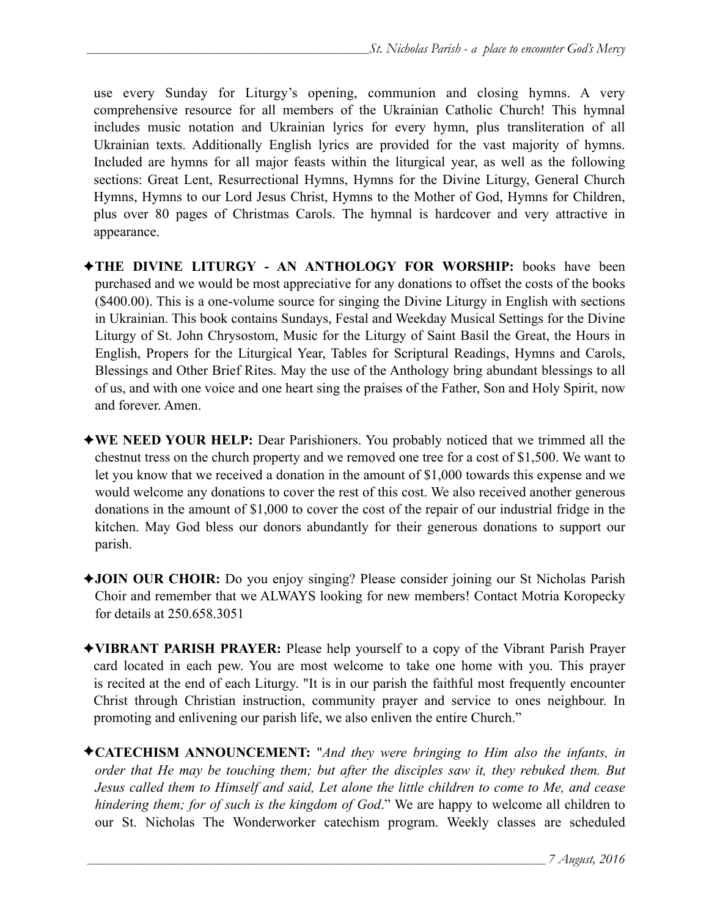use every Sunday for Liturgy's opening, communion and closing hymns. A very comprehensive resource for all members of the Ukrainian Catholic Church! This hymnal includes music notation and Ukrainian lyrics for every hymn, plus transliteration of all Ukrainian texts. Additionally English lyrics are provided for the vast majority of hymns. Included are hymns for all major feasts within the liturgical year, as well as the following sections: Great Lent, Resurrectional Hymns, Hymns for the Divine Liturgy, General Church Hymns, Hymns to our Lord Jesus Christ, Hymns to the Mother of God, Hymns for Children, plus over 80 pages of Christmas Carols. The hymnal is hardcover and very attractive in appearance.

✦**THE DIVINE LITURGY - AN ANTHOLOGY FOR WORSHIP:** books have been purchased and we would be most appreciative for any donations to offset the costs of the books ($400.00). This is a one-volume source for singing the Divine Liturgy in English with sections in Ukrainian. This book contains Sundays, Festal and Weekday Musical Settings for the Divine Liturgy of St. John Chrysostom, Music for the Liturgy of Saint Basil the Great, the Hours in English, Propers for the Liturgical Year, Tables for Scriptural Readings, Hymns and Carols, Blessings and Other Brief Rites. May the use of the Anthology bring abundant blessings to all of us, and with one voice and one heart sing the praises of the Father, Son and Holy Spirit, now and forever. Amen.

✦**WE NEED YOUR HELP:** Dear Parishioners. You probably noticed that we trimmed all the chestnut tress on the church property and we removed one tree for a cost of $1,500. We want to let you know that we received a donation in the amount of $1,000 towards this expense and we would welcome any donations to cover the rest of this cost. We also received another generous donations in the amount of $1,000 to cover the cost of the repair of our industrial fridge in the kitchen. May God bless our donors abundantly for their generous donations to support our parish.

✦**JOIN OUR CHOIR:** Do you enjoy singing? Please consider joining our St Nicholas Parish Choir and remember that we ALWAYS looking for new members! Contact Motria Koropecky for details at 250.658.3051

✦**VIBRANT PARISH PRAYER:** Please help yourself to a copy of the Vibrant Parish Prayer card located in each pew. You are most welcome to take one home with you. This prayer is recited at the end of each Liturgy. "It is in our parish the faithful most frequently encounter Christ through Christian instruction, community prayer and service to ones neighbour. In promoting and enlivening our parish life, we also enliven the entire Church."

✦**CATECHISM ANNOUNCEMENT:** "*And they were bringing to Him also the infants, in order that He may be touching them; but after the disciples saw it, they rebuked them. But Jesus called them to Himself and said, Let alone the little children to come to Me, and cease hindering them; for of such is the kingdom of God*." We are happy to welcome all children to our St. Nicholas The Wonderworker catechism program. Weekly classes are scheduled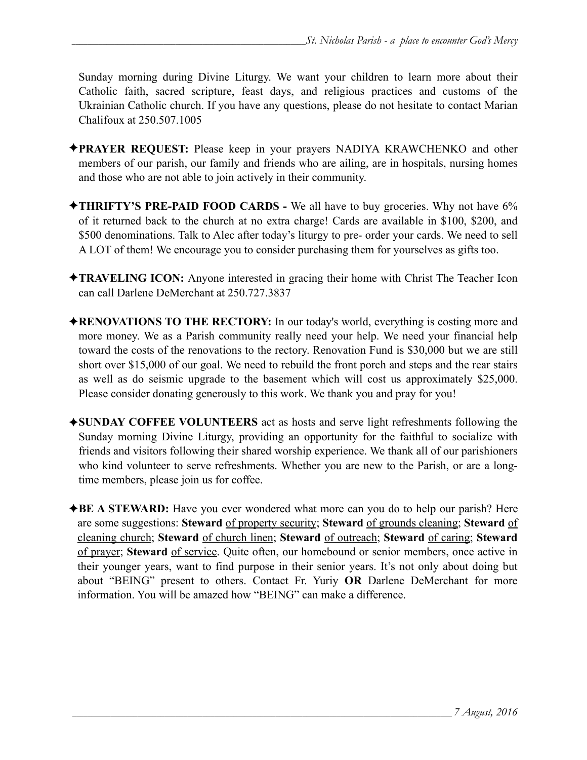Sunday morning during Divine Liturgy. We want your children to learn more about their Catholic faith, sacred scripture, feast days, and religious practices and customs of the Ukrainian Catholic church. If you have any questions, please do not hesitate to contact Marian Chalifoux at 250.507.1005

✦**PRAYER REQUEST:** Please keep in your prayers NADIYA KRAWCHENKO and other members of our parish, our family and friends who are ailing, are in hospitals, nursing homes and those who are not able to join actively in their community.

✦**THRIFTY'S PRE-PAID FOOD CARDS -** We all have to buy groceries. Why not have 6% of it returned back to the church at no extra charge! Cards are available in $100, $200, and $500 denominations. Talk to Alec after today's liturgy to pre- order your cards. We need to sell A LOT of them! We encourage you to consider purchasing them for yourselves as gifts too.

✦**TRAVELING ICON:** Anyone interested in gracing their home with Christ The Teacher Icon can call Darlene DeMerchant at 250.727.3837

✦**RENOVATIONS TO THE RECTORY:** In our today's world, everything is costing more and more money. We as a Parish community really need your help. We need your financial help toward the costs of the renovations to the rectory. Renovation Fund is $30,000 but we are still short over $15,000 of our goal. We need to rebuild the front porch and steps and the rear stairs as well as do seismic upgrade to the basement which will cost us approximately $25,000. Please consider donating generously to this work. We thank you and pray for you!

✦**SUNDAY COFFEE VOLUNTEERS** act as hosts and serve light refreshments following the Sunday morning Divine Liturgy, providing an opportunity for the faithful to socialize with friends and visitors following their shared worship experience. We thank all of our parishioners who kind volunteer to serve refreshments. Whether you are new to the Parish, or are a long-time members, please join us for coffee.

✦**BE A STEWARD:** Have you ever wondered what more can you do to help our parish? Here are some suggestions: **Steward** <u>of property security</u>; **Steward** <u>of grounds cleaning</u>; **Steward** <u>of cleaning church</u>; **Steward** <u>of church linen</u>; **Steward** <u>of outreach</u>; **Steward** <u>of caring</u>; **Steward** <u>of prayer</u>; **Steward** <u>of service</u>. Quite often, our homebound or senior members, once active in their younger years, want to find purpose in their senior years. It's not only about doing but about "BEING" present to others. Contact Fr. Yuriy **OR** Darlene DeMerchant for more information. You will be amazed how "BEING" can make a difference.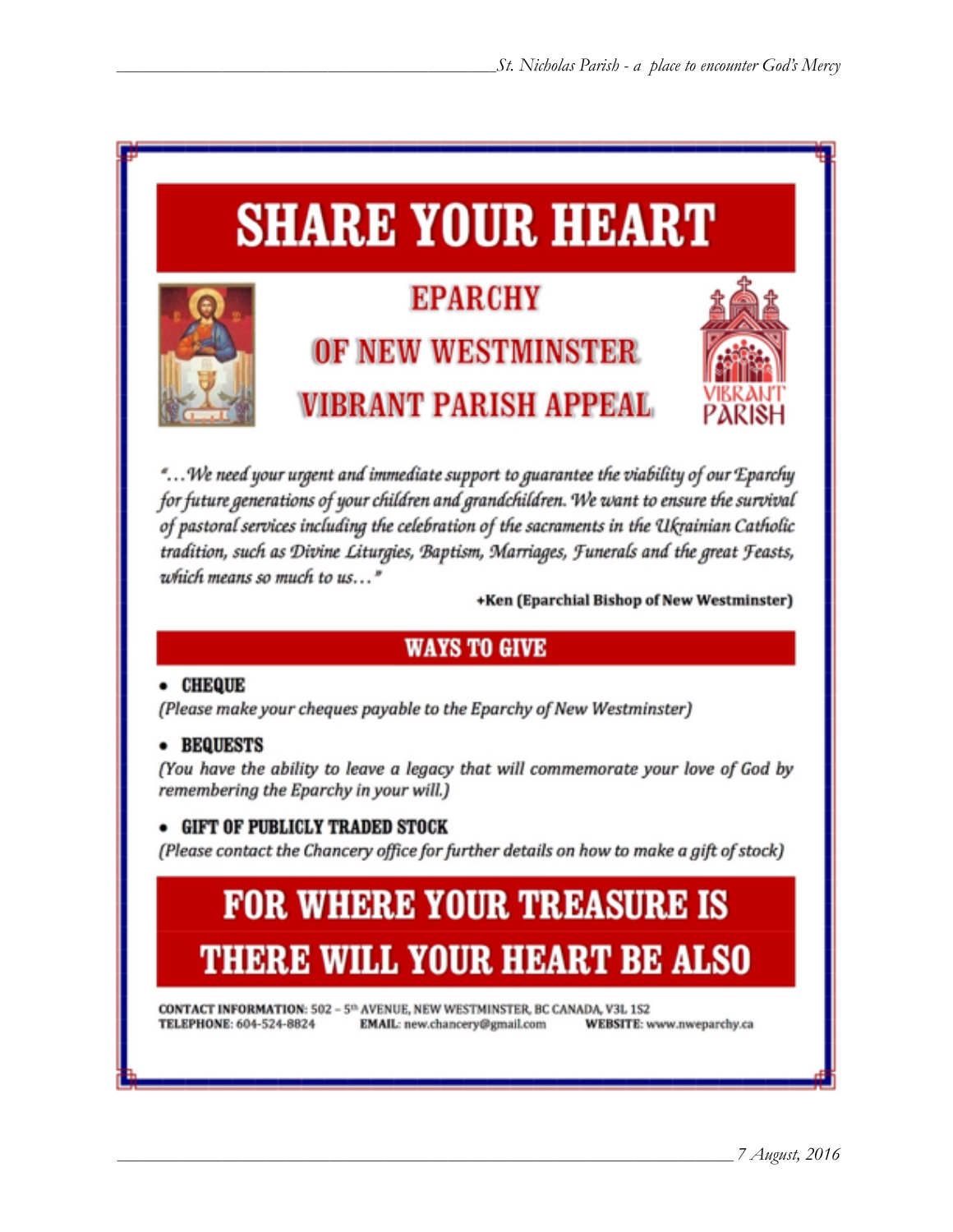# SHARE YOUR HEART

## EPARCHY OF NEW WESTMINSTER VIBRANT PARISH APPEAL

VIBRANT PARISH

*"…We need your urgent and immediate support to guarantee the viability of our Eparchy for future generations of your children and grandchildren. We want to ensure the survival of pastoral services including the celebration of the sacraments in the Ukrainian Catholic tradition, such as Divine Liturgies, Baptism, Marriages, Funerals and the great Feasts, which means so much to us…"*

**+Ken (Eparchial Bishop of New Westminster)**

## WAYS TO GIVE

- **CHEQUE**

*(Please make your cheques payable to the Eparchy of New Westminster)*

- **BEQUESTS**

*(You have the ability to leave a legacy that will commemorate your love of God by remembering the Eparchy in your will.)*

- **GIFT OF PUBLICLY TRADED STOCK**

*(Please contact the Chancery office for further details on how to make a gift of stock)*

## FOR WHERE YOUR TREASURE IS THERE WILL YOUR HEART BE ALSO

**CONTACT INFORMATION**: 502 – 5th AVENUE, NEW WESTMINSTER, BC CANADA, V3L 1S2
**TELEPHONE**: 604-524-8824 **EMAIL**: new.chancery@gmail.com **WEBSITE**: www.nweparchy.ca